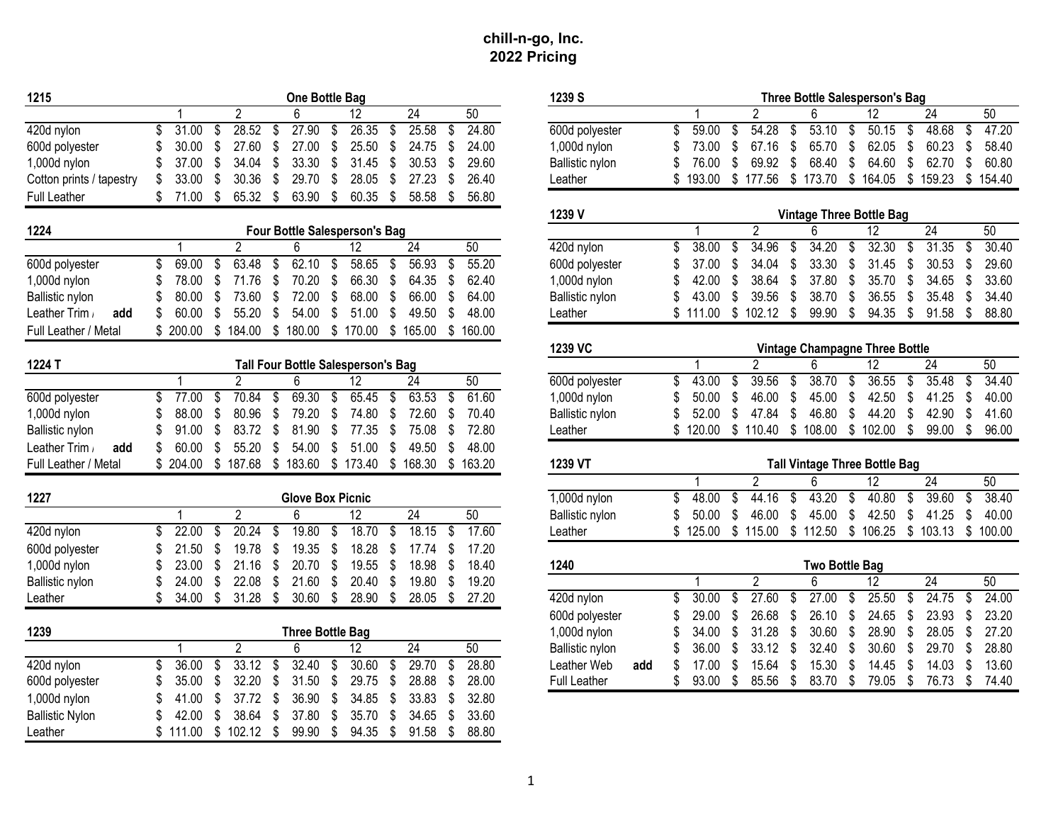# chill-n-go, Inc.
## 2022 Pricing

| 1215 | One Bottle Bag | | | | | |
|---|---|---|---|---|---|---|
| | 1 | 2 | 6 | 12 | 24 | 50 |
| 420d nylon | $ 31.00 | $ 28.52 | $ 27.90 | $ 26.35 | $ 25.58 | $ 24.80 |
| 600d polyester | $ 30.00 | $ 27.60 | $ 27.00 | $ 25.50 | $ 24.75 | $ 24.00 |
| 1,000d nylon | $ 37.00 | $ 34.04 | $ 33.30 | $ 31.45 | $ 30.53 | $ 29.60 |
| Cotton prints / tapestry | $ 33.00 | $ 30.36 | $ 29.70 | $ 28.05 | $ 27.23 | $ 26.40 |
| Full Leather | $ 71.00 | $ 65.32 | $ 63.90 | $ 60.35 | $ 58.58 | $ 56.80 |

| 1224 | Four Bottle Salesperson's Bag | | | | | |
|---|---|---|---|---|---|---|
| | 1 | 2 | 6 | 12 | 24 | 50 |
| 600d polyester | $ 69.00 | $ 63.48 | $ 62.10 | $ 58.65 | $ 56.93 | $ 55.20 |
| 1,000d nylon | $ 78.00 | $ 71.76 | $ 70.20 | $ 66.30 | $ 64.35 | $ 62.40 |
| Ballistic nylon | $ 80.00 | $ 73.60 | $ 72.00 | $ 68.00 | $ 66.00 | $ 64.00 |
| Leather Trim / **add** | $ 60.00 | $ 55.20 | $ 54.00 | $ 51.00 | $ 49.50 | $ 48.00 |
| Full Leather / Metal | $ 200.00 | $ 184.00 | $ 180.00 | $ 170.00 | $ 165.00 | $ 160.00 |

| 1224 T | Tall Four Bottle Salesperson's Bag | | | | | |
|---|---|---|---|---|---|---|
| | 1 | 2 | 6 | 12 | 24 | 50 |
| 600d polyester | $ 77.00 | $ 70.84 | $ 69.30 | $ 65.45 | $ 63.53 | $ 61.60 |
| 1,000d nylon | $ 88.00 | $ 80.96 | $ 79.20 | $ 74.80 | $ 72.60 | $ 70.40 |
| Ballistic nylon | $ 91.00 | $ 83.72 | $ 81.90 | $ 77.35 | $ 75.08 | $ 72.80 |
| Leather Trim / **add** | $ 60.00 | $ 55.20 | $ 54.00 | $ 51.00 | $ 49.50 | $ 48.00 |
| Full Leather / Metal | $ 204.00 | $ 187.68 | $ 183.60 | $ 173.40 | $ 168.30 | $ 163.20 |

| 1227 | Glove Box Picnic | | | | | |
|---|---|---|---|---|---|---|
| | 1 | 2 | 6 | 12 | 24 | 50 |
| 420d nylon | $ 22.00 | $ 20.24 | $ 19.80 | $ 18.70 | $ 18.15 | $ 17.60 |
| 600d polyester | $ 21.50 | $ 19.78 | $ 19.35 | $ 18.28 | $ 17.74 | $ 17.20 |
| 1,000d nylon | $ 23.00 | $ 21.16 | $ 20.70 | $ 19.55 | $ 18.98 | $ 18.40 |
| Ballistic nylon | $ 24.00 | $ 22.08 | $ 21.60 | $ 20.40 | $ 19.80 | $ 19.20 |
| Leather | $ 34.00 | $ 31.28 | $ 30.60 | $ 28.90 | $ 28.05 | $ 27.20 |

| 1239 | Three Bottle Bag | | | | | |
|---|---|---|---|---|---|---|
| | 1 | 2 | 6 | 12 | 24 | 50 |
| 420d nylon | $ 36.00 | $ 33.12 | $ 32.40 | $ 30.60 | $ 29.70 | $ 28.80 |
| 600d polyester | $ 35.00 | $ 32.20 | $ 31.50 | $ 29.75 | $ 28.88 | $ 28.00 |
| 1,000d nylon | $ 41.00 | $ 37.72 | $ 36.90 | $ 34.85 | $ 33.83 | $ 32.80 |
| Ballistic Nylon | $ 42.00 | $ 38.64 | $ 37.80 | $ 35.70 | $ 34.65 | $ 33.60 |
| Leather | $ 111.00 | $ 102.12 | $ 99.90 | $ 94.35 | $ 91.58 | $ 88.80 |

| 1239 S | Three Bottle Salesperson's Bag | | | | | |
|---|---|---|---|---|---|---|
| | 1 | 2 | 6 | 12 | 24 | 50 |
| 600d polyester | $ 59.00 | $ 54.28 | $ 53.10 | $ 50.15 | $ 48.68 | $ 47.20 |
| 1,000d nylon | $ 73.00 | $ 67.16 | $ 65.70 | $ 62.05 | $ 60.23 | $ 58.40 |
| Ballistic nylon | $ 76.00 | $ 69.92 | $ 68.40 | $ 64.60 | $ 62.70 | $ 60.80 |
| Leather | $ 193.00 | $ 177.56 | $ 173.70 | $ 164.05 | $ 159.23 | $ 154.40 |

| 1239 V | Vintage Three Bottle Bag | | | | | |
|---|---|---|---|---|---|---|
| | 1 | 2 | 6 | 12 | 24 | 50 |
| 420d nylon | $ 38.00 | $ 34.96 | $ 34.20 | $ 32.30 | $ 31.35 | $ 30.40 |
| 600d polyester | $ 37.00 | $ 34.04 | $ 33.30 | $ 31.45 | $ 30.53 | $ 29.60 |
| 1,000d nylon | $ 42.00 | $ 38.64 | $ 37.80 | $ 35.70 | $ 34.65 | $ 33.60 |
| Ballistic nylon | $ 43.00 | $ 39.56 | $ 38.70 | $ 36.55 | $ 35.48 | $ 34.40 |
| Leather | $ 111.00 | $ 102.12 | $ 99.90 | $ 94.35 | $ 91.58 | $ 88.80 |

| 1239 VC | Vintage Champagne Three Bottle | | | | | |
|---|---|---|---|---|---|---|
| | 1 | 2 | 6 | 12 | 24 | 50 |
| 600d polyester | $ 43.00 | $ 39.56 | $ 38.70 | $ 36.55 | $ 35.48 | $ 34.40 |
| 1,000d nylon | $ 50.00 | $ 46.00 | $ 45.00 | $ 42.50 | $ 41.25 | $ 40.00 |
| Ballistic nylon | $ 52.00 | $ 47.84 | $ 46.80 | $ 44.20 | $ 42.90 | $ 41.60 |
| Leather | $ 120.00 | $ 110.40 | $ 108.00 | $ 102.00 | $ 99.00 | $ 96.00 |

| 1239 VT | Tall Vintage Three Bottle Bag | | | | | |
|---|---|---|---|---|---|---|
| | 1 | 2 | 6 | 12 | 24 | 50 |
| 1,000d nylon | $ 48.00 | $ 44.16 | $ 43.20 | $ 40.80 | $ 39.60 | $ 38.40 |
| Ballistic nylon | $ 50.00 | $ 46.00 | $ 45.00 | $ 42.50 | $ 41.25 | $ 40.00 |
| Leather | $ 125.00 | $ 115.00 | $ 112.50 | $ 106.25 | $ 103.13 | $ 100.00 |

| 1240 | Two Bottle Bag | | | | | |
|---|---|---|---|---|---|---|
| | 1 | 2 | 6 | 12 | 24 | 50 |
| 420d nylon | $ 30.00 | $ 27.60 | $ 27.00 | $ 25.50 | $ 24.75 | $ 24.00 |
| 600d polyester | $ 29.00 | $ 26.68 | $ 26.10 | $ 24.65 | $ 23.93 | $ 23.20 |
| 1,000d nylon | $ 34.00 | $ 31.28 | $ 30.60 | $ 28.90 | $ 28.05 | $ 27.20 |
| Ballistic nylon | $ 36.00 | $ 33.12 | $ 32.40 | $ 30.60 | $ 29.70 | $ 28.80 |
| Leather Web **add** | $ 17.00 | $ 15.64 | $ 15.30 | $ 14.45 | $ 14.03 | $ 13.60 |
| Full Leather | $ 93.00 | $ 85.56 | $ 83.70 | $ 79.05 | $ 76.73 | $ 74.40 |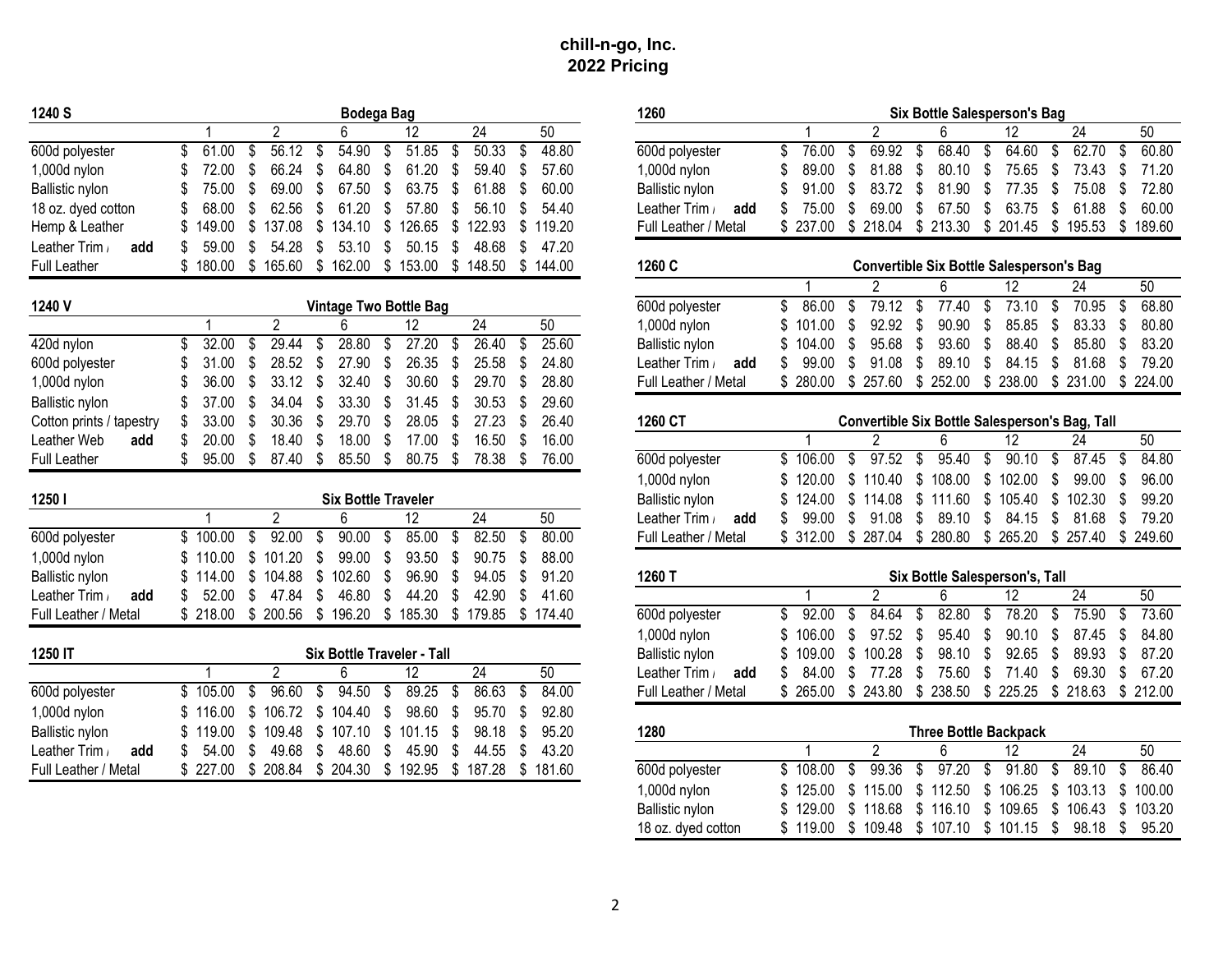# chill-n-go, Inc.
# 2022 Pricing

## 1240 S — Bodega Bag

| | 1 | 2 | 6 | 12 | 24 | 50 |
|---|---|---|---|---|---|---|
| 600d polyester | $ 61.00 | $ 56.12 | $ 54.90 | $ 51.85 | $ 50.33 | $ 48.80 |
| 1,000d nylon | $ 72.00 | $ 66.24 | $ 64.80 | $ 61.20 | $ 59.40 | $ 57.60 |
| Ballistic nylon | $ 75.00 | $ 69.00 | $ 67.50 | $ 63.75 | $ 61.88 | $ 60.00 |
| 18 oz. dyed cotton | $ 68.00 | $ 62.56 | $ 61.20 | $ 57.80 | $ 56.10 | $ 54.40 |
| Hemp & Leather | $ 149.00 | $ 137.08 | $ 134.10 | $ 126.65 | $ 122.93 | $ 119.20 |
| Leather Trim / add | $ 59.00 | $ 54.28 | $ 53.10 | $ 50.15 | $ 48.68 | $ 47.20 |
| Full Leather | $ 180.00 | $ 165.60 | $ 162.00 | $ 153.00 | $ 148.50 | $ 144.00 |

## 1240 V — Vintage Two Bottle Bag

| | 1 | 2 | 6 | 12 | 24 | 50 |
|---|---|---|---|---|---|---|
| 420d nylon | $ 32.00 | $ 29.44 | $ 28.80 | $ 27.20 | $ 26.40 | $ 25.60 |
| 600d polyester | $ 31.00 | $ 28.52 | $ 27.90 | $ 26.35 | $ 25.58 | $ 24.80 |
| 1,000d nylon | $ 36.00 | $ 33.12 | $ 32.40 | $ 30.60 | $ 29.70 | $ 28.80 |
| Ballistic nylon | $ 37.00 | $ 34.04 | $ 33.30 | $ 31.45 | $ 30.53 | $ 29.60 |
| Cotton prints / tapestry | $ 33.00 | $ 30.36 | $ 29.70 | $ 28.05 | $ 27.23 | $ 26.40 |
| Leather Web add | $ 20.00 | $ 18.40 | $ 18.00 | $ 17.00 | $ 16.50 | $ 16.00 |
| Full Leather | $ 95.00 | $ 87.40 | $ 85.50 | $ 80.75 | $ 78.38 | $ 76.00 |

## 1250 I — Six Bottle Traveler

| | 1 | 2 | 6 | 12 | 24 | 50 |
|---|---|---|---|---|---|---|
| 600d polyester | $ 100.00 | $ 92.00 | $ 90.00 | $ 85.00 | $ 82.50 | $ 80.00 |
| 1,000d nylon | $ 110.00 | $ 101.20 | $ 99.00 | $ 93.50 | $ 90.75 | $ 88.00 |
| Ballistic nylon | $ 114.00 | $ 104.88 | $ 102.60 | $ 96.90 | $ 94.05 | $ 91.20 |
| Leather Trim / add | $ 52.00 | $ 47.84 | $ 46.80 | $ 44.20 | $ 42.90 | $ 41.60 |
| Full Leather / Metal | $ 218.00 | $ 200.56 | $ 196.20 | $ 185.30 | $ 179.85 | $ 174.40 |

## 1250 IT — Six Bottle Traveler - Tall

| | 1 | 2 | 6 | 12 | 24 | 50 |
|---|---|---|---|---|---|---|
| 600d polyester | $ 105.00 | $ 96.60 | $ 94.50 | $ 89.25 | $ 86.63 | $ 84.00 |
| 1,000d nylon | $ 116.00 | $ 106.72 | $ 104.40 | $ 98.60 | $ 95.70 | $ 92.80 |
| Ballistic nylon | $ 119.00 | $ 109.48 | $ 107.10 | $ 101.15 | $ 98.18 | $ 95.20 |
| Leather Trim / add | $ 54.00 | $ 49.68 | $ 48.60 | $ 45.90 | $ 44.55 | $ 43.20 |
| Full Leather / Metal | $ 227.00 | $ 208.84 | $ 204.30 | $ 192.95 | $ 187.28 | $ 181.60 |

## 1260 — Six Bottle Salesperson's Bag

| | 1 | 2 | 6 | 12 | 24 | 50 |
|---|---|---|---|---|---|---|
| 600d polyester | $ 76.00 | $ 69.92 | $ 68.40 | $ 64.60 | $ 62.70 | $ 60.80 |
| 1,000d nylon | $ 89.00 | $ 81.88 | $ 80.10 | $ 75.65 | $ 73.43 | $ 71.20 |
| Ballistic nylon | $ 91.00 | $ 83.72 | $ 81.90 | $ 77.35 | $ 75.08 | $ 72.80 |
| Leather Trim / add | $ 75.00 | $ 69.00 | $ 67.50 | $ 63.75 | $ 61.88 | $ 60.00 |
| Full Leather / Metal | $ 237.00 | $ 218.04 | $ 213.30 | $ 201.45 | $ 195.53 | $ 189.60 |

## 1260 C — Convertible Six Bottle Salesperson's Bag

| | 1 | 2 | 6 | 12 | 24 | 50 |
|---|---|---|---|---|---|---|
| 600d polyester | $ 86.00 | $ 79.12 | $ 77.40 | $ 73.10 | $ 70.95 | $ 68.80 |
| 1,000d nylon | $ 101.00 | $ 92.92 | $ 90.90 | $ 85.85 | $ 83.33 | $ 80.80 |
| Ballistic nylon | $ 104.00 | $ 95.68 | $ 93.60 | $ 88.40 | $ 85.80 | $ 83.20 |
| Leather Trim / add | $ 99.00 | $ 91.08 | $ 89.10 | $ 84.15 | $ 81.68 | $ 79.20 |
| Full Leather / Metal | $ 280.00 | $ 257.60 | $ 252.00 | $ 238.00 | $ 231.00 | $ 224.00 |

## 1260 CT — Convertible Six Bottle Salesperson's Bag, Tall

| | 1 | 2 | 6 | 12 | 24 | 50 |
|---|---|---|---|---|---|---|
| 600d polyester | $ 106.00 | $ 97.52 | $ 95.40 | $ 90.10 | $ 87.45 | $ 84.80 |
| 1,000d nylon | $ 120.00 | $ 110.40 | $ 108.00 | $ 102.00 | $ 99.00 | $ 96.00 |
| Ballistic nylon | $ 124.00 | $ 114.08 | $ 111.60 | $ 105.40 | $ 102.30 | $ 99.20 |
| Leather Trim / add | $ 99.00 | $ 91.08 | $ 89.10 | $ 84.15 | $ 81.68 | $ 79.20 |
| Full Leather / Metal | $ 312.00 | $ 287.04 | $ 280.80 | $ 265.20 | $ 257.40 | $ 249.60 |

## 1260 T — Six Bottle Salesperson's, Tall

| | 1 | 2 | 6 | 12 | 24 | 50 |
|---|---|---|---|---|---|---|
| 600d polyester | $ 92.00 | $ 84.64 | $ 82.80 | $ 78.20 | $ 75.90 | $ 73.60 |
| 1,000d nylon | $ 106.00 | $ 97.52 | $ 95.40 | $ 90.10 | $ 87.45 | $ 84.80 |
| Ballistic nylon | $ 109.00 | $ 100.28 | $ 98.10 | $ 92.65 | $ 89.93 | $ 87.20 |
| Leather Trim / add | $ 84.00 | $ 77.28 | $ 75.60 | $ 71.40 | $ 69.30 | $ 67.20 |
| Full Leather / Metal | $ 265.00 | $ 243.80 | $ 238.50 | $ 225.25 | $ 218.63 | $ 212.00 |

## 1280 — Three Bottle Backpack

| | 1 | 2 | 6 | 12 | 24 | 50 |
|---|---|---|---|---|---|---|
| 600d polyester | $ 108.00 | $ 99.36 | $ 97.20 | $ 91.80 | $ 89.10 | $ 86.40 |
| 1,000d nylon | $ 125.00 | $ 115.00 | $ 112.50 | $ 106.25 | $ 103.13 | $ 100.00 |
| Ballistic nylon | $ 129.00 | $ 118.68 | $ 116.10 | $ 109.65 | $ 106.43 | $ 103.20 |
| 18 oz. dyed cotton | $ 119.00 | $ 109.48 | $ 107.10 | $ 101.15 | $ 98.18 | $ 95.20 |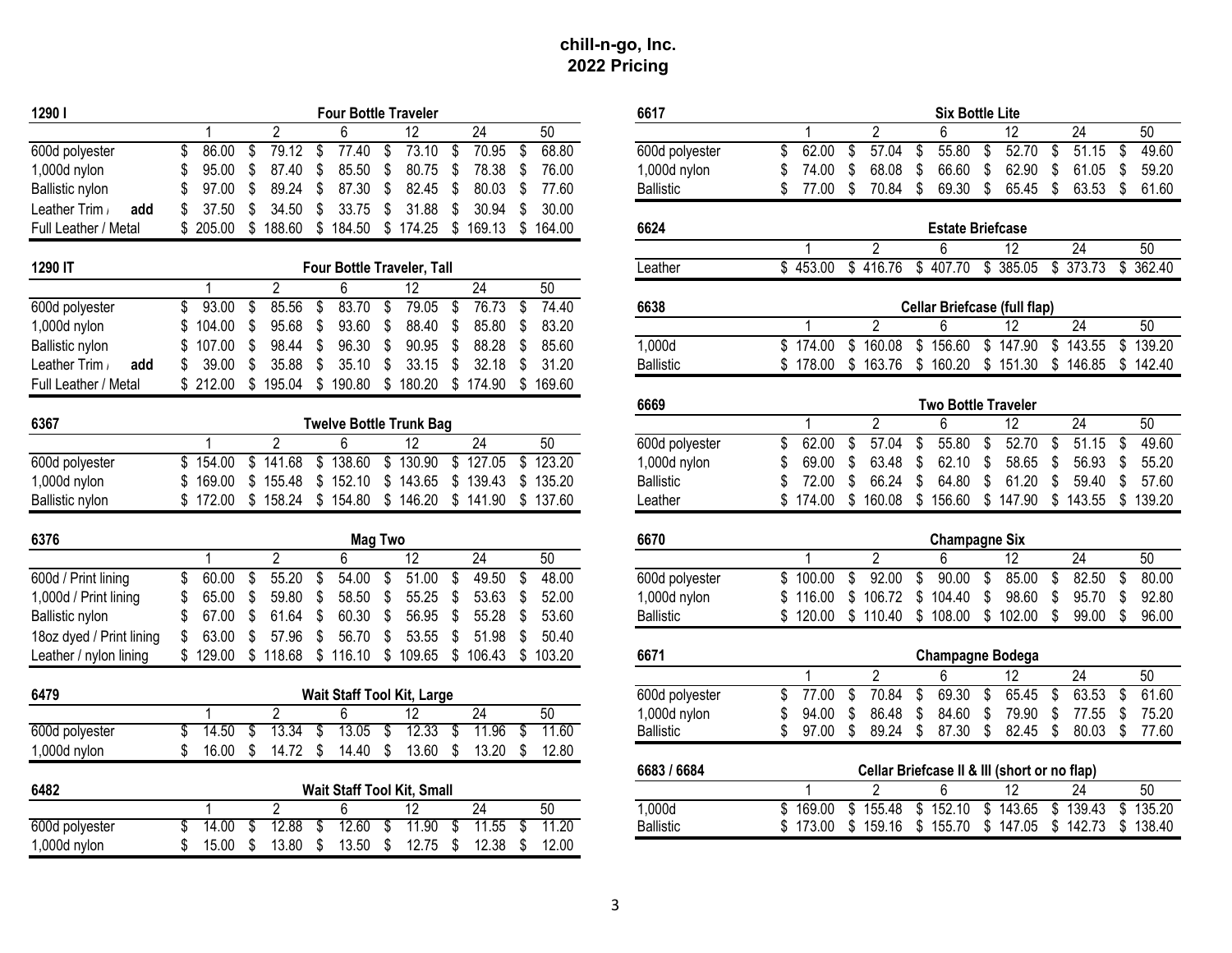# chill-n-go, Inc.
# 2022 Pricing

| 1290 I | Four Bottle Traveler | | | | | |
|---|---|---|---|---|---|---|
| | 1 | 2 | 6 | 12 | 24 | 50 |
| 600d polyester | $ 86.00 | $ 79.12 | $ 77.40 | $ 73.10 | $ 70.95 | $ 68.80 |
| 1,000d nylon | $ 95.00 | $ 87.40 | $ 85.50 | $ 80.75 | $ 78.38 | $ 76.00 |
| Ballistic nylon | $ 97.00 | $ 89.24 | $ 87.30 | $ 82.45 | $ 80.03 | $ 77.60 |
| Leather Trim / add | $ 37.50 | $ 34.50 | $ 33.75 | $ 31.88 | $ 30.94 | $ 30.00 |
| Full Leather / Metal | $ 205.00 | $ 188.60 | $ 184.50 | $ 174.25 | $ 169.13 | $ 164.00 |

| 1290 IT | Four Bottle Traveler, Tall | | | | | |
|---|---|---|---|---|---|---|
| | 1 | 2 | 6 | 12 | 24 | 50 |
| 600d polyester | $ 93.00 | $ 85.56 | $ 83.70 | $ 79.05 | $ 76.73 | $ 74.40 |
| 1,000d nylon | $ 104.00 | $ 95.68 | $ 93.60 | $ 88.40 | $ 85.80 | $ 83.20 |
| Ballistic nylon | $ 107.00 | $ 98.44 | $ 96.30 | $ 90.95 | $ 88.28 | $ 85.60 |
| Leather Trim / add | $ 39.00 | $ 35.88 | $ 35.10 | $ 33.15 | $ 32.18 | $ 31.20 |
| Full Leather / Metal | $ 212.00 | $ 195.04 | $ 190.80 | $ 180.20 | $ 174.90 | $ 169.60 |

| 6367 | Twelve Bottle Trunk Bag | | | | | |
|---|---|---|---|---|---|---|
| | 1 | 2 | 6 | 12 | 24 | 50 |
| 600d polyester | $ 154.00 | $ 141.68 | $ 138.60 | $ 130.90 | $ 127.05 | $ 123.20 |
| 1,000d nylon | $ 169.00 | $ 155.48 | $ 152.10 | $ 143.65 | $ 139.43 | $ 135.20 |
| Ballistic nylon | $ 172.00 | $ 158.24 | $ 154.80 | $ 146.20 | $ 141.90 | $ 137.60 |

| 6376 | Mag Two | | | | | |
|---|---|---|---|---|---|---|
| | 1 | 2 | 6 | 12 | 24 | 50 |
| 600d / Print lining | $ 60.00 | $ 55.20 | $ 54.00 | $ 51.00 | $ 49.50 | $ 48.00 |
| 1,000d / Print lining | $ 65.00 | $ 59.80 | $ 58.50 | $ 55.25 | $ 53.63 | $ 52.00 |
| Ballistic nylon | $ 67.00 | $ 61.64 | $ 60.30 | $ 56.95 | $ 55.28 | $ 53.60 |
| 18oz dyed / Print lining | $ 63.00 | $ 57.96 | $ 56.70 | $ 53.55 | $ 51.98 | $ 50.40 |
| Leather / nylon lining | $ 129.00 | $ 118.68 | $ 116.10 | $ 109.65 | $ 106.43 | $ 103.20 |

| 6479 | Wait Staff Tool Kit, Large | | | | | |
|---|---|---|---|---|---|---|
| | 1 | 2 | 6 | 12 | 24 | 50 |
| 600d polyester | $ 14.50 | $ 13.34 | $ 13.05 | $ 12.33 | $ 11.96 | $ 11.60 |
| 1,000d nylon | $ 16.00 | $ 14.72 | $ 14.40 | $ 13.60 | $ 13.20 | $ 12.80 |

| 6482 | Wait Staff Tool Kit, Small | | | | | |
|---|---|---|---|---|---|---|
| | 1 | 2 | 6 | 12 | 24 | 50 |
| 600d polyester | $ 14.00 | $ 12.88 | $ 12.60 | $ 11.90 | $ 11.55 | $ 11.20 |
| 1,000d nylon | $ 15.00 | $ 13.80 | $ 13.50 | $ 12.75 | $ 12.38 | $ 12.00 |

| 6617 | Six Bottle Lite | | | | | |
|---|---|---|---|---|---|---|
| | 1 | 2 | 6 | 12 | 24 | 50 |
| 600d polyester | $ 62.00 | $ 57.04 | $ 55.80 | $ 52.70 | $ 51.15 | $ 49.60 |
| 1,000d nylon | $ 74.00 | $ 68.08 | $ 66.60 | $ 62.90 | $ 61.05 | $ 59.20 |
| Ballistic | $ 77.00 | $ 70.84 | $ 69.30 | $ 65.45 | $ 63.53 | $ 61.60 |

| 6624 | Estate Briefcase | | | | | |
|---|---|---|---|---|---|---|
| | 1 | 2 | 6 | 12 | 24 | 50 |
| Leather | $ 453.00 | $ 416.76 | $ 407.70 | $ 385.05 | $ 373.73 | $ 362.40 |

| 6638 | Cellar Briefcase (full flap) | | | | | |
|---|---|---|---|---|---|---|
| | 1 | 2 | 6 | 12 | 24 | 50 |
| 1,000d | $ 174.00 | $ 160.08 | $ 156.60 | $ 147.90 | $ 143.55 | $ 139.20 |
| Ballistic | $ 178.00 | $ 163.76 | $ 160.20 | $ 151.30 | $ 146.85 | $ 142.40 |

| 6669 | Two Bottle Traveler | | | | | |
|---|---|---|---|---|---|---|
| | 1 | 2 | 6 | 12 | 24 | 50 |
| 600d polyester | $ 62.00 | $ 57.04 | $ 55.80 | $ 52.70 | $ 51.15 | $ 49.60 |
| 1,000d nylon | $ 69.00 | $ 63.48 | $ 62.10 | $ 58.65 | $ 56.93 | $ 55.20 |
| Ballistic | $ 72.00 | $ 66.24 | $ 64.80 | $ 61.20 | $ 59.40 | $ 57.60 |
| Leather | $ 174.00 | $ 160.08 | $ 156.60 | $ 147.90 | $ 143.55 | $ 139.20 |

| 6670 | Champagne Six | | | | | |
|---|---|---|---|---|---|---|
| | 1 | 2 | 6 | 12 | 24 | 50 |
| 600d polyester | $ 100.00 | $ 92.00 | $ 90.00 | $ 85.00 | $ 82.50 | $ 80.00 |
| 1,000d nylon | $ 116.00 | $ 106.72 | $ 104.40 | $ 98.60 | $ 95.70 | $ 92.80 |
| Ballistic | $ 120.00 | $ 110.40 | $ 108.00 | $ 102.00 | $ 99.00 | $ 96.00 |

| 6671 | Champagne Bodega | | | | | |
|---|---|---|---|---|---|---|
| | 1 | 2 | 6 | 12 | 24 | 50 |
| 600d polyester | $ 77.00 | $ 70.84 | $ 69.30 | $ 65.45 | $ 63.53 | $ 61.60 |
| 1,000d nylon | $ 94.00 | $ 86.48 | $ 84.60 | $ 79.90 | $ 77.55 | $ 75.20 |
| Ballistic | $ 97.00 | $ 89.24 | $ 87.30 | $ 82.45 | $ 80.03 | $ 77.60 |

| 6683 / 6684 | Cellar Briefcase II & III (short or no flap) | | | | | |
|---|---|---|---|---|---|---|
| | 1 | 2 | 6 | 12 | 24 | 50 |
| 1,000d | $ 169.00 | $ 155.48 | $ 152.10 | $ 143.65 | $ 139.43 | $ 135.20 |
| Ballistic | $ 173.00 | $ 159.16 | $ 155.70 | $ 147.05 | $ 142.73 | $ 138.40 |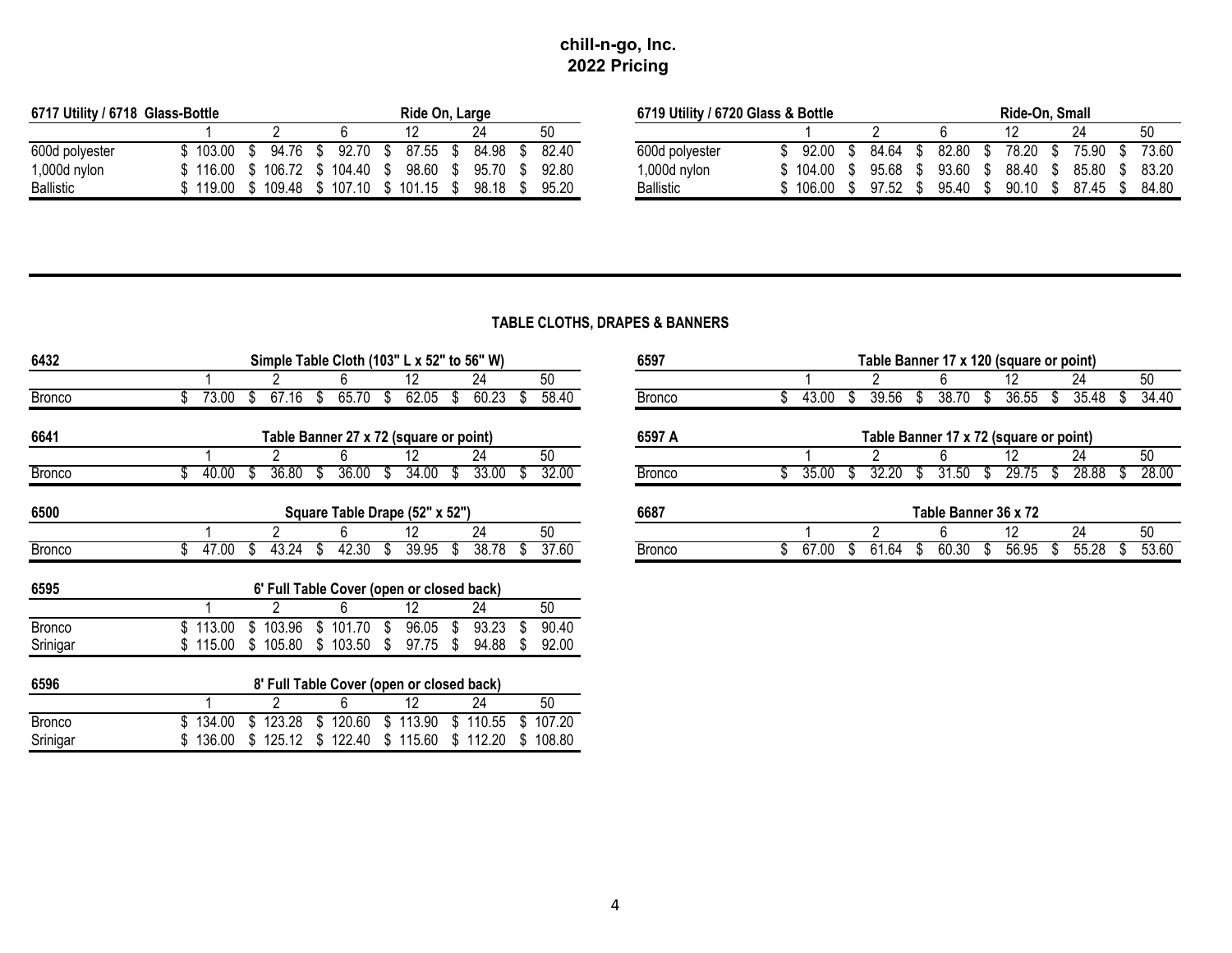# chill-n-go, Inc.
# 2022 Pricing

| 6717 Utility / 6718 Glass-Bottle | | | Ride On, Large | | | |
|---|---|---|---|---|---|---|
| | 1 | 2 | 6 | 12 | 24 | 50 |
| 600d polyester | $ 103.00 | $ 94.76 | $ 92.70 | $ 87.55 | $ 84.98 | $ 82.40 |
| 1,000d nylon | $ 116.00 | $ 106.72 | $ 104.40 | $ 98.60 | $ 95.70 | $ 92.80 |
| Ballistic | $ 119.00 | $ 109.48 | $ 107.10 | $ 101.15 | $ 98.18 | $ 95.20 |

| 6719 Utility / 6720 Glass & Bottle | | | Ride-On, Small | | | |
|---|---|---|---|---|---|---|
| | 1 | 2 | 6 | 12 | 24 | 50 |
| 600d polyester | $ 92.00 | $ 84.64 | $ 82.80 | $ 78.20 | $ 75.90 | $ 73.60 |
| 1,000d nylon | $ 104.00 | $ 95.68 | $ 93.60 | $ 88.40 | $ 85.80 | $ 83.20 |
| Ballistic | $ 106.00 | $ 97.52 | $ 95.40 | $ 90.10 | $ 87.45 | $ 84.80 |

## TABLE CLOTHS, DRAPES & BANNERS

| 6432 | Simple Table Cloth (103" L x 52" to 56" W) | | | | | |
|---|---|---|---|---|---|---|
| | 1 | 2 | 6 | 12 | 24 | 50 |
| Bronco | $ 73.00 | $ 67.16 | $ 65.70 | $ 62.05 | $ 60.23 | $ 58.40 |

| 6641 | Table Banner 27 x 72 (square or point) | | | | | |
|---|---|---|---|---|---|---|
| | 1 | 2 | 6 | 12 | 24 | 50 |
| Bronco | $ 40.00 | $ 36.80 | $ 36.00 | $ 34.00 | $ 33.00 | $ 32.00 |

| 6500 | Square Table Drape (52" x 52") | | | | | |
|---|---|---|---|---|---|---|
| | 1 | 2 | 6 | 12 | 24 | 50 |
| Bronco | $ 47.00 | $ 43.24 | $ 42.30 | $ 39.95 | $ 38.78 | $ 37.60 |

| 6595 | 6' Full Table Cover (open or closed back) | | | | | |
|---|---|---|---|---|---|---|
| | 1 | 2 | 6 | 12 | 24 | 50 |
| Bronco | $ 113.00 | $ 103.96 | $ 101.70 | $ 96.05 | $ 93.23 | $ 90.40 |
| Srinigar | $ 115.00 | $ 105.80 | $ 103.50 | $ 97.75 | $ 94.88 | $ 92.00 |

| 6596 | 8' Full Table Cover (open or closed back) | | | | | |
|---|---|---|---|---|---|---|
| | 1 | 2 | 6 | 12 | 24 | 50 |
| Bronco | $ 134.00 | $ 123.28 | $ 120.60 | $ 113.90 | $ 110.55 | $ 107.20 |
| Srinigar | $ 136.00 | $ 125.12 | $ 122.40 | $ 115.60 | $ 112.20 | $ 108.80 |

| 6597 | Table Banner 17 x 120 (square or point) | | | | | |
|---|---|---|---|---|---|---|
| | 1 | 2 | 6 | 12 | 24 | 50 |
| Bronco | $ 43.00 | $ 39.56 | $ 38.70 | $ 36.55 | $ 35.48 | $ 34.40 |

| 6597 A | Table Banner 17 x 72 (square or point) | | | | | |
|---|---|---|---|---|---|---|
| | 1 | 2 | 6 | 12 | 24 | 50 |
| Bronco | $ 35.00 | $ 32.20 | $ 31.50 | $ 29.75 | $ 28.88 | $ 28.00 |

| 6687 | Table Banner 36 x 72 | | | | | |
|---|---|---|---|---|---|---|
| | 1 | 2 | 6 | 12 | 24 | 50 |
| Bronco | $ 67.00 | $ 61.64 | $ 60.30 | $ 56.95 | $ 55.28 | $ 53.60 |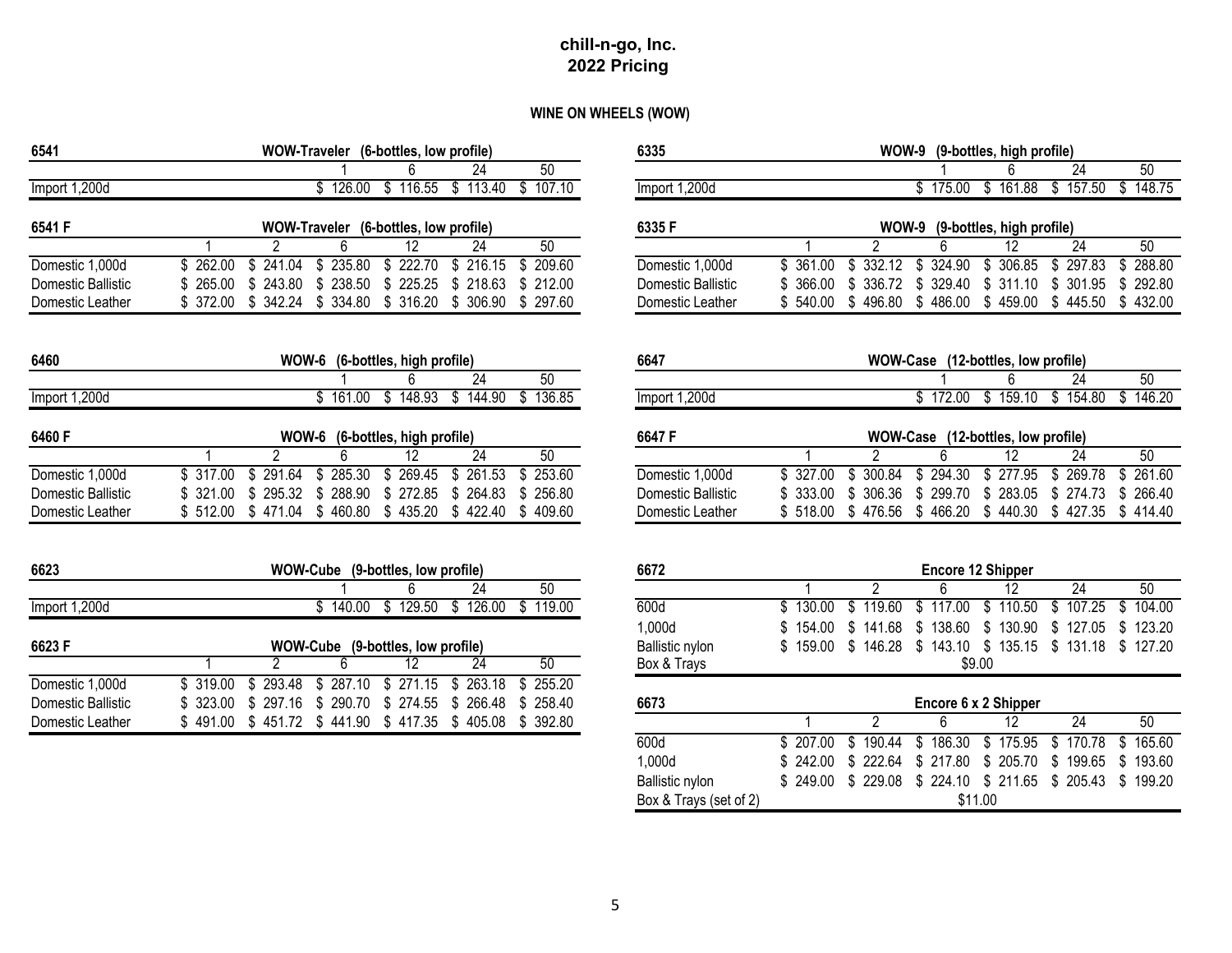# chill-n-go, Inc.
## 2022 Pricing

### WINE ON WHEELS (WOW)

**6541** — WOW-Traveler (6-bottles, low profile)

| | 1 | 6 | 24 | 50 |
|---|---|---|---|---|
| Import 1,200d | $ 126.00 | $ 116.55 | $ 113.40 | $ 107.10 |

**6541 F** — WOW-Traveler (6-bottles, low profile)

| | 1 | 2 | 6 | 12 | 24 | 50 |
|---|---|---|---|---|---|---|
| Domestic 1,000d | $ 262.00 | $ 241.04 | $ 235.80 | $ 222.70 | $ 216.15 | $ 209.60 |
| Domestic Ballistic | $ 265.00 | $ 243.80 | $ 238.50 | $ 225.25 | $ 218.63 | $ 212.00 |
| Domestic Leather | $ 372.00 | $ 342.24 | $ 334.80 | $ 316.20 | $ 306.90 | $ 297.60 |

**6460** — WOW-6 (6-bottles, high profile)

| | 1 | 6 | 24 | 50 |
|---|---|---|---|---|
| Import 1,200d | $ 161.00 | $ 148.93 | $ 144.90 | $ 136.85 |

**6460 F** — WOW-6 (6-bottles, high profile)

| | 1 | 2 | 6 | 12 | 24 | 50 |
|---|---|---|---|---|---|---|
| Domestic 1,000d | $ 317.00 | $ 291.64 | $ 285.30 | $ 269.45 | $ 261.53 | $ 253.60 |
| Domestic Ballistic | $ 321.00 | $ 295.32 | $ 288.90 | $ 272.85 | $ 264.83 | $ 256.80 |
| Domestic Leather | $ 512.00 | $ 471.04 | $ 460.80 | $ 435.20 | $ 422.40 | $ 409.60 |

**6623** — WOW-Cube (9-bottles, low profile)

| | 1 | 6 | 24 | 50 |
|---|---|---|---|---|
| Import 1,200d | $ 140.00 | $ 129.50 | $ 126.00 | $ 119.00 |

**6623 F** — WOW-Cube (9-bottles, low profile)

| | 1 | 2 | 6 | 12 | 24 | 50 |
|---|---|---|---|---|---|---|
| Domestic 1,000d | $ 319.00 | $ 293.48 | $ 287.10 | $ 271.15 | $ 263.18 | $ 255.20 |
| Domestic Ballistic | $ 323.00 | $ 297.16 | $ 290.70 | $ 274.55 | $ 266.48 | $ 258.40 |
| Domestic Leather | $ 491.00 | $ 451.72 | $ 441.90 | $ 417.35 | $ 405.08 | $ 392.80 |

**6335** — WOW-9 (9-bottles, high profile)

| | 1 | 6 | 24 | 50 |
|---|---|---|---|---|
| Import 1,200d | $ 175.00 | $ 161.88 | $ 157.50 | $ 148.75 |

**6335 F** — WOW-9 (9-bottles, high profile)

| | 1 | 2 | 6 | 12 | 24 | 50 |
|---|---|---|---|---|---|---|
| Domestic 1,000d | $ 361.00 | $ 332.12 | $ 324.90 | $ 306.85 | $ 297.83 | $ 288.80 |
| Domestic Ballistic | $ 366.00 | $ 336.72 | $ 329.40 | $ 311.10 | $ 301.95 | $ 292.80 |
| Domestic Leather | $ 540.00 | $ 496.80 | $ 486.00 | $ 459.00 | $ 445.50 | $ 432.00 |

**6647** — WOW-Case (12-bottles, low profile)

| | 1 | 6 | 24 | 50 |
|---|---|---|---|---|
| Import 1,200d | $ 172.00 | $ 159.10 | $ 154.80 | $ 146.20 |

**6647 F** — WOW-Case (12-bottles, low profile)

| | 1 | 2 | 6 | 12 | 24 | 50 |
|---|---|---|---|---|---|---|
| Domestic 1,000d | $ 327.00 | $ 300.84 | $ 294.30 | $ 277.95 | $ 269.78 | $ 261.60 |
| Domestic Ballistic | $ 333.00 | $ 306.36 | $ 299.70 | $ 283.05 | $ 274.73 | $ 266.40 |
| Domestic Leather | $ 518.00 | $ 476.56 | $ 466.20 | $ 440.30 | $ 427.35 | $ 414.40 |

**6672** — Encore 12 Shipper

| | 1 | 2 | 6 | 12 | 24 | 50 |
|---|---|---|---|---|---|---|
| 600d | $ 130.00 | $ 119.60 | $ 117.00 | $ 110.50 | $ 107.25 | $ 104.00 |
| 1,000d | $ 154.00 | $ 141.68 | $ 138.60 | $ 130.90 | $ 127.05 | $ 123.20 |
| Ballistic nylon | $ 159.00 | $ 146.28 | $ 143.10 | $ 135.15 | $ 131.18 | $ 127.20 |
| Box & Trays | | | $9.00 | | | |

**6673** — Encore 6 x 2 Shipper

| | 1 | 2 | 6 | 12 | 24 | 50 |
|---|---|---|---|---|---|---|
| 600d | $ 207.00 | $ 190.44 | $ 186.30 | $ 175.95 | $ 170.78 | $ 165.60 |
| 1,000d | $ 242.00 | $ 222.64 | $ 217.80 | $ 205.70 | $ 199.65 | $ 193.60 |
| Ballistic nylon | $ 249.00 | $ 229.08 | $ 224.10 | $ 211.65 | $ 205.43 | $ 199.20 |
| Box & Trays (set of 2) | | | $11.00 | | | |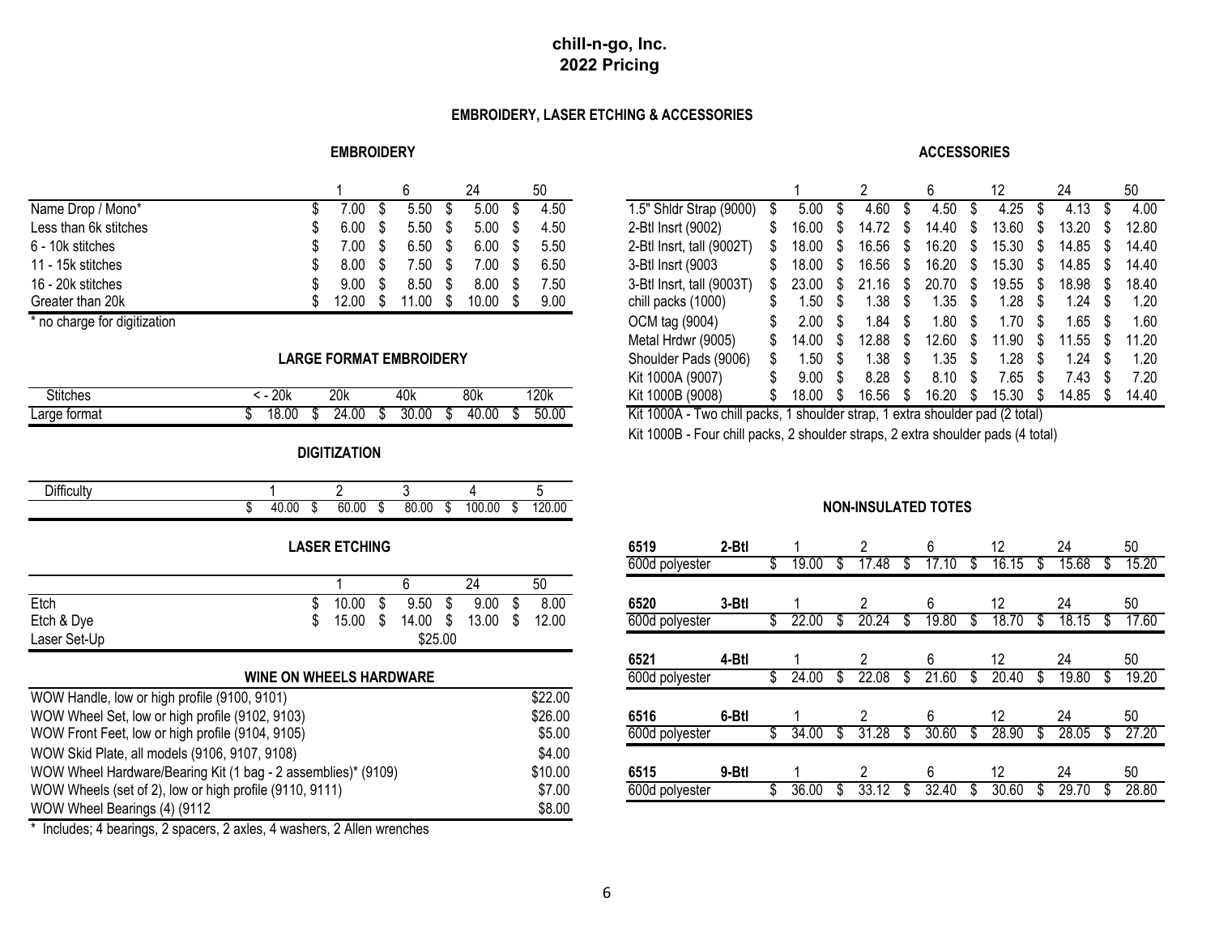# chill-n-go, Inc.
# 2022 Pricing

## EMBROIDERY, LASER ETCHING & ACCESSORIES

### EMBROIDERY

| | 1 | 6 | 24 | 50 |
|---|---|---|---|---|
| Name Drop / Mono* | $ 7.00 | $ 5.50 | $ 5.00 | $ 4.50 |
| Less than 6k stitches | $ 6.00 | $ 5.50 | $ 5.00 | $ 4.50 |
| 6 - 10k stitches | $ 7.00 | $ 6.50 | $ 6.00 | $ 5.50 |
| 11 - 15k stitches | $ 8.00 | $ 7.50 | $ 7.00 | $ 6.50 |
| 16 - 20k stitches | $ 9.00 | $ 8.50 | $ 8.00 | $ 7.50 |
| Greater than 20k | $ 12.00 | $ 11.00 | $ 10.00 | $ 9.00 |

\* no charge for digitization

### LARGE FORMAT EMBROIDERY

| Stitches | < - 20k | 20k | 40k | 80k | 120k |
|---|---|---|---|---|---|
| Large format | $ 18.00 | $ 24.00 | $ 30.00 | $ 40.00 | $ 50.00 |

### DIGITIZATION

| Difficulty | 1 | 2 | 3 | 4 | 5 |
|---|---|---|---|---|---|
| | $ 40.00 | $ 60.00 | $ 80.00 | $ 100.00 | $ 120.00 |

### LASER ETCHING

| | 1 | 6 | 24 | 50 |
|---|---|---|---|---|
| Etch | $ 10.00 | $ 9.50 | $ 9.00 | $ 8.00 |
| Etch & Dye | $ 15.00 | $ 14.00 | $ 13.00 | $ 12.00 |
| Laser Set-Up | | $25.00 | | |

### WINE ON WHEELS HARDWARE

| Item | Price |
|---|---|
| WOW Handle, low or high profile (9100, 9101) | $22.00 |
| WOW Wheel Set, low or high profile (9102, 9103) | $26.00 |
| WOW Front Feet, low or high profile (9104, 9105) | $5.00 |
| WOW Skid Plate, all models (9106, 9107, 9108) | $4.00 |
| WOW Wheel Hardware/Bearing Kit (1 bag - 2 assemblies)* (9109) | $10.00 |
| WOW Wheels (set of 2), low or high profile (9110, 9111) | $7.00 |
| WOW Wheel Bearings (4) (9112 | $8.00 |

\* Includes; 4 bearings, 2 spacers, 2 axles, 4 washers, 2 Allen wrenches

### ACCESSORIES

| | 1 | 2 | 6 | 12 | 24 | 50 |
|---|---|---|---|---|---|---|
| 1.5" Shldr Strap (9000) | $ 5.00 | $ 4.60 | $ 4.50 | $ 4.25 | $ 4.13 | $ 4.00 |
| 2-Btl Insrt (9002) | $ 16.00 | $ 14.72 | $ 14.40 | $ 13.60 | $ 13.20 | $ 12.80 |
| 2-Btl Insrt, tall (9002T) | $ 18.00 | $ 16.56 | $ 16.20 | $ 15.30 | $ 14.85 | $ 14.40 |
| 3-Btl Insrt (9003 | $ 18.00 | $ 16.56 | $ 16.20 | $ 15.30 | $ 14.85 | $ 14.40 |
| 3-Btl Insrt, tall (9003T) | $ 23.00 | $ 21.16 | $ 20.70 | $ 19.55 | $ 18.98 | $ 18.40 |
| chill packs (1000) | $ 1.50 | $ 1.38 | $ 1.35 | $ 1.28 | $ 1.24 | $ 1.20 |
| OCM tag (9004) | $ 2.00 | $ 1.84 | $ 1.80 | $ 1.70 | $ 1.65 | $ 1.60 |
| Metal Hrdwr (9005) | $ 14.00 | $ 12.88 | $ 12.60 | $ 11.90 | $ 11.55 | $ 11.20 |
| Shoulder Pads (9006) | $ 1.50 | $ 1.38 | $ 1.35 | $ 1.28 | $ 1.24 | $ 1.20 |
| Kit 1000A (9007) | $ 9.00 | $ 8.28 | $ 8.10 | $ 7.65 | $ 7.43 | $ 7.20 |
| Kit 1000B (9008) | $ 18.00 | $ 16.56 | $ 16.20 | $ 15.30 | $ 14.85 | $ 14.40 |

Kit 1000A - Two chill packs, 1 shoulder strap, 1 extra shoulder pad (2 total)

Kit 1000B - Four chill packs, 2 shoulder straps, 2 extra shoulder pads (4 total)

### NON-INSULATED TOTES

| | | 1 | 2 | 6 | 12 | 24 | 50 |
|---|---|---|---|---|---|---|---|
| **6519** | **2-Btl** | | | | | | |
| 600d polyester | | $ 19.00 | $ 17.48 | $ 17.10 | $ 16.15 | $ 15.68 | $ 15.20 |
| **6520** | **3-Btl** | | | | | | |
| 600d polyester | | $ 22.00 | $ 20.24 | $ 19.80 | $ 18.70 | $ 18.15 | $ 17.60 |
| **6521** | **4-Btl** | | | | | | |
| 600d polyester | | $ 24.00 | $ 22.08 | $ 21.60 | $ 20.40 | $ 19.80 | $ 19.20 |
| **6516** | **6-Btl** | | | | | | |
| 600d polyester | | $ 34.00 | $ 31.28 | $ 30.60 | $ 28.90 | $ 28.05 | $ 27.20 |
| **6515** | **9-Btl** | | | | | | |
| 600d polyester | | $ 36.00 | $ 33.12 | $ 32.40 | $ 30.60 | $ 29.70 | $ 28.80 |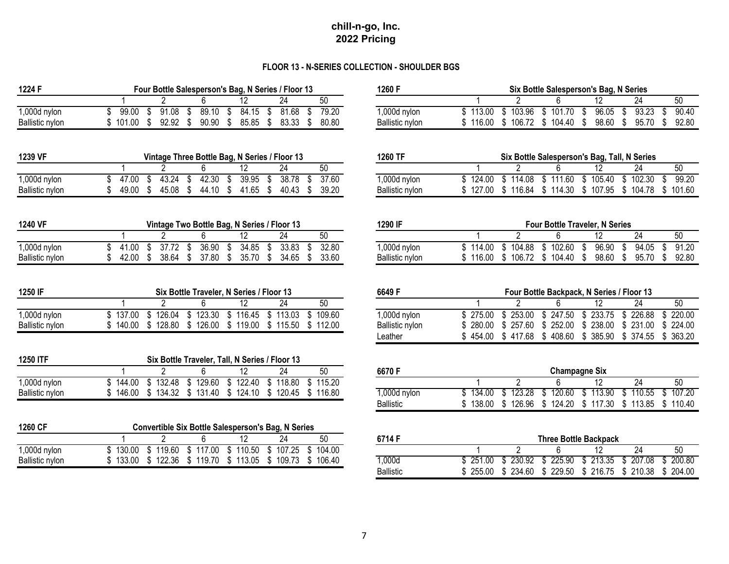# chill-n-go, Inc.
# 2022 Pricing

### FLOOR 13 - N-SERIES COLLECTION - SHOULDER BGS

**1224 F** — Four Bottle Salesperson's Bag, N Series / Floor 13

| | 1 | 2 | 6 | 12 | 24 | 50 |
|---|---|---|---|---|---|---|
| 1,000d nylon | $ 99.00 | $ 91.08 | $ 89.10 | $ 84.15 | $ 81.68 | $ 79.20 |
| Ballistic nylon | $ 101.00 | $ 92.92 | $ 90.90 | $ 85.85 | $ 83.33 | $ 80.80 |

**1239 VF** — Vintage Three Bottle Bag, N Series / Floor 13

| | 1 | 2 | 6 | 12 | 24 | 50 |
|---|---|---|---|---|---|---|
| 1,000d nylon | $ 47.00 | $ 43.24 | $ 42.30 | $ 39.95 | $ 38.78 | $ 37.60 |
| Ballistic nylon | $ 49.00 | $ 45.08 | $ 44.10 | $ 41.65 | $ 40.43 | $ 39.20 |

**1240 VF** — Vintage Two Bottle Bag, N Series / Floor 13

| | 1 | 2 | 6 | 12 | 24 | 50 |
|---|---|---|---|---|---|---|
| 1,000d nylon | $ 41.00 | $ 37.72 | $ 36.90 | $ 34.85 | $ 33.83 | $ 32.80 |
| Ballistic nylon | $ 42.00 | $ 38.64 | $ 37.80 | $ 35.70 | $ 34.65 | $ 33.60 |

**1250 IF** — Six Bottle Traveler, N Series / Floor 13

| | 1 | 2 | 6 | 12 | 24 | 50 |
|---|---|---|---|---|---|---|
| 1,000d nylon | $ 137.00 | $ 126.04 | $ 123.30 | $ 116.45 | $ 113.03 | $ 109.60 |
| Ballistic nylon | $ 140.00 | $ 128.80 | $ 126.00 | $ 119.00 | $ 115.50 | $ 112.00 |

**1250 ITF** — Six Bottle Traveler, Tall, N Series / Floor 13

| | 1 | 2 | 6 | 12 | 24 | 50 |
|---|---|---|---|---|---|---|
| 1,000d nylon | $ 144.00 | $ 132.48 | $ 129.60 | $ 122.40 | $ 118.80 | $ 115.20 |
| Ballistic nylon | $ 146.00 | $ 134.32 | $ 131.40 | $ 124.10 | $ 120.45 | $ 116.80 |

**1260 CF** — Convertible Six Bottle Salesperson's Bag, N Series

| | 1 | 2 | 6 | 12 | 24 | 50 |
|---|---|---|---|---|---|---|
| 1,000d nylon | $ 130.00 | $ 119.60 | $ 117.00 | $ 110.50 | $ 107.25 | $ 104.00 |
| Ballistic nylon | $ 133.00 | $ 122.36 | $ 119.70 | $ 113.05 | $ 109.73 | $ 106.40 |

**1260 F** — Six Bottle Salesperson's Bag, N Series

| | 1 | 2 | 6 | 12 | 24 | 50 |
|---|---|---|---|---|---|---|
| 1,000d nylon | $ 113.00 | $ 103.96 | $ 101.70 | $ 96.05 | $ 93.23 | $ 90.40 |
| Ballistic nylon | $ 116.00 | $ 106.72 | $ 104.40 | $ 98.60 | $ 95.70 | $ 92.80 |

**1260 TF** — Six Bottle Salesperson's Bag, Tall, N Series

| | 1 | 2 | 6 | 12 | 24 | 50 |
|---|---|---|---|---|---|---|
| 1,000d nylon | $ 124.00 | $ 114.08 | $ 111.60 | $ 105.40 | $ 102.30 | $ 99.20 |
| Ballistic nylon | $ 127.00 | $ 116.84 | $ 114.30 | $ 107.95 | $ 104.78 | $ 101.60 |

**1290 IF** — Four Bottle Traveler, N Series

| | 1 | 2 | 6 | 12 | 24 | 50 |
|---|---|---|---|---|---|---|
| 1,000d nylon | $ 114.00 | $ 104.88 | $ 102.60 | $ 96.90 | $ 94.05 | $ 91.20 |
| Ballistic nylon | $ 116.00 | $ 106.72 | $ 104.40 | $ 98.60 | $ 95.70 | $ 92.80 |

**6649 F** — Four Bottle Backpack, N Series / Floor 13

| | 1 | 2 | 6 | 12 | 24 | 50 |
|---|---|---|---|---|---|---|
| 1,000d nylon | $ 275.00 | $ 253.00 | $ 247.50 | $ 233.75 | $ 226.88 | $ 220.00 |
| Ballistic nylon | $ 280.00 | $ 257.60 | $ 252.00 | $ 238.00 | $ 231.00 | $ 224.00 |
| Leather | $ 454.00 | $ 417.68 | $ 408.60 | $ 385.90 | $ 374.55 | $ 363.20 |

**6670 F** — Champagne Six

| | 1 | 2 | 6 | 12 | 24 | 50 |
|---|---|---|---|---|---|---|
| 1,000d nylon | $ 134.00 | $ 123.28 | $ 120.60 | $ 113.90 | $ 110.55 | $ 107.20 |
| Ballistic | $ 138.00 | $ 126.96 | $ 124.20 | $ 117.30 | $ 113.85 | $ 110.40 |

**6714 F** — Three Bottle Backpack

| | 1 | 2 | 6 | 12 | 24 | 50 |
|---|---|---|---|---|---|---|
| 1,000d | $ 251.00 | $ 230.92 | $ 225.90 | $ 213.35 | $ 207.08 | $ 200.80 |
| Ballistic | $ 255.00 | $ 234.60 | $ 229.50 | $ 216.75 | $ 210.38 | $ 204.00 |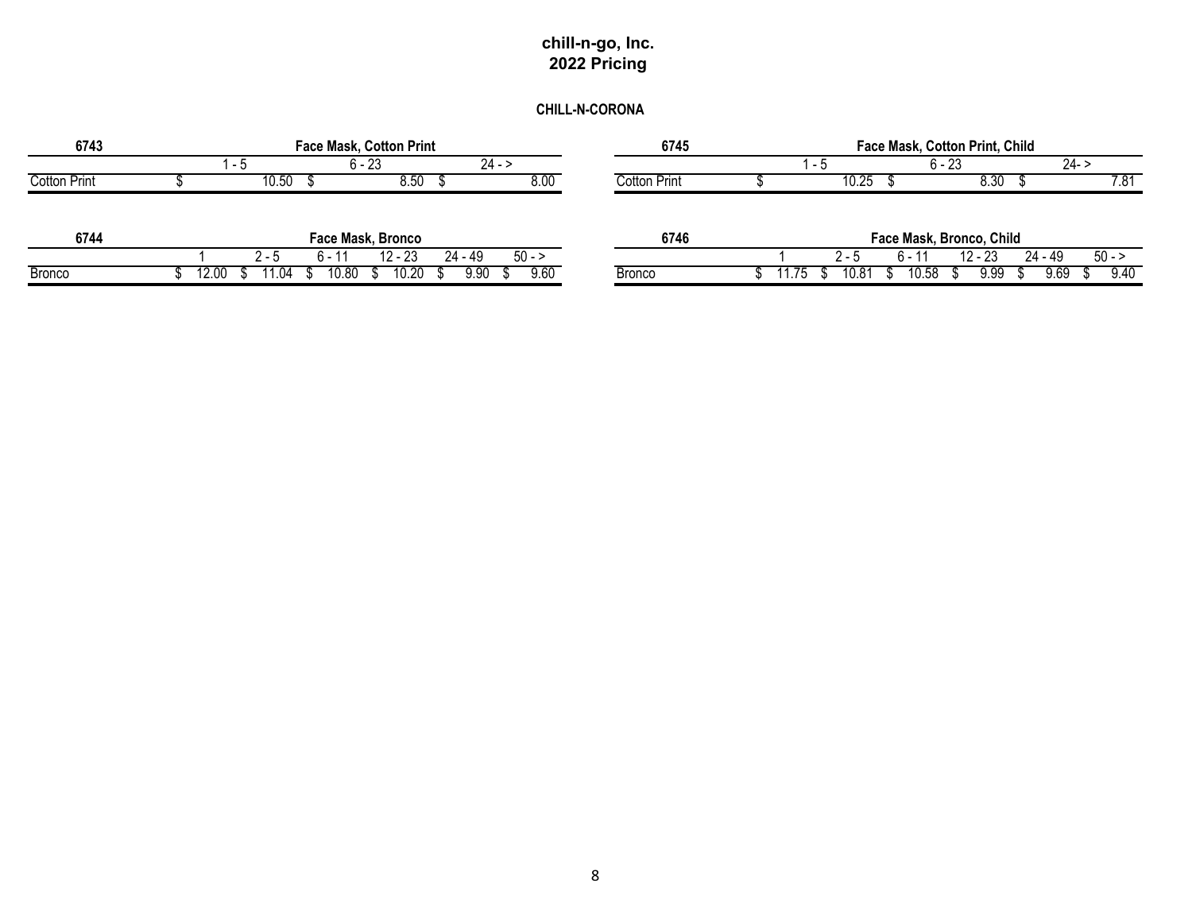# chill-n-go, Inc.
# 2022 Pricing

### CHILL-N-CORONA

| 6743 | Face Mask, Cotton Print | | |
|---|---|---|---|
| | 1 - 5 | 6 - 23 | 24 - > |
| Cotton Print | $ 10.50 | $ 8.50 | $ 8.00 |

| 6745 | Face Mask, Cotton Print, Child | | |
|---|---|---|---|
| | 1 - 5 | 6 - 23 | 24- > |
| Cotton Print | $ 10.25 | $ 8.30 | $ 7.81 |

| 6744 | Face Mask, Bronco | | | | | |
|---|---|---|---|---|---|---|
| | 1 | 2 - 5 | 6 - 11 | 12 - 23 | 24 - 49 | 50 - > |
| Bronco | $ 12.00 | $ 11.04 | $ 10.80 | $ 10.20 | $ 9.90 | $ 9.60 |

| 6746 | Face Mask, Bronco, Child | | | | | |
|---|---|---|---|---|---|---|
| | 1 | 2 - 5 | 6 - 11 | 12 - 23 | 24 - 49 | 50 - > |
| Bronco | $ 11.75 | $ 10.81 | $ 10.58 | $ 9.99 | $ 9.69 | $ 9.40 |